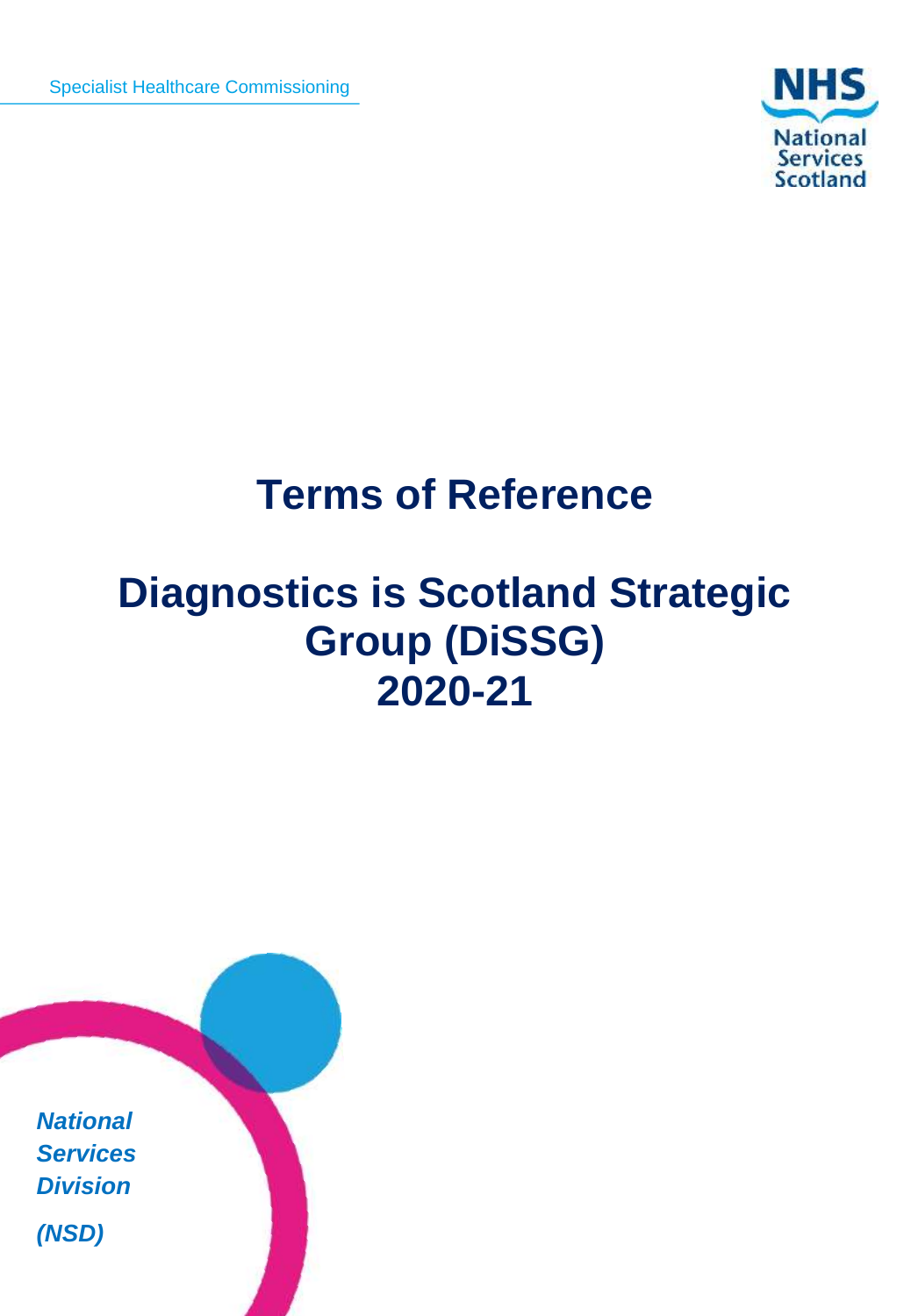Specialist Healthcare Commissioning

NHS National Services Scotland

# Terms of Reference

# Diagnostics is Scotland Strategic Group (DiSSG) 2020-21

***National Services Division***

***(NSD)***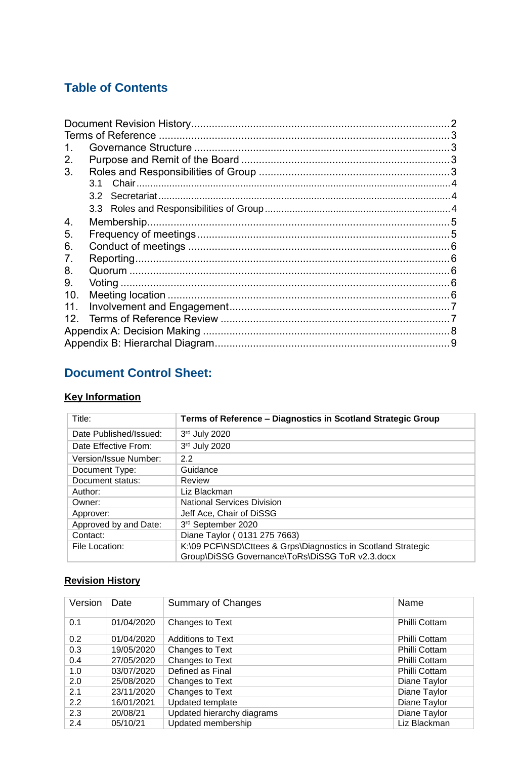## Table of Contents

Document Revision History....................................................2
Terms of Reference....................................................3
1. Governance Structure....................................................3
2. Purpose and Remit of the Board....................................................3
3. Roles and Responsibilities of Group....................................................3
   3.1 Chair....................................................4
   3.2 Secretariat....................................................4
   3.3 Roles and Responsibilities of Group....................................................4
4. Membership....................................................5
5. Frequency of meetings....................................................5
6. Conduct of meetings....................................................6
7. Reporting....................................................6
8. Quorum....................................................6
9. Voting....................................................6
10. Meeting location....................................................6
11. Involvement and Engagement....................................................7
12. Terms of Reference Review....................................................7
Appendix A: Decision Making....................................................8
Appendix B: Hierarchal Diagram....................................................9

## Document Control Sheet:

### Key Information

| Title: | **Terms of Reference – Diagnostics in Scotland Strategic Group** |
|---|---|
| Date Published/Issued: | 3rd July 2020 |
| Date Effective From: | 3rd July 2020 |
| Version/Issue Number: | 2.2 |
| Document Type: | Guidance |
| Document status: | Review |
| Author: | Liz Blackman |
| Owner: | National Services Division |
| Approver: | Jeff Ace, Chair of DiSSG |
| Approved by and Date: | 3rd September 2020 |
| Contact: | Diane Taylor ( 0131 275 7663) |
| File Location: | K:\09 PCF\NSD\Cttees & Grps\Diagnostics in Scotland Strategic Group\DiSSG Governance\ToRs\DiSSG ToR v2.3.docx |

### Revision History

| Version | Date | Summary of Changes | Name |
|---|---|---|---|
| 0.1 | 01/04/2020 | Changes to Text | Philli Cottam |
| 0.2 | 01/04/2020 | Additions to Text | Philli Cottam |
| 0.3 | 19/05/2020 | Changes to Text | Philli Cottam |
| 0.4 | 27/05/2020 | Changes to Text | Philli Cottam |
| 1.0 | 03/07/2020 | Defined as Final | Philli Cottam |
| 2.0 | 25/08/2020 | Changes to Text | Diane Taylor |
| 2.1 | 23/11/2020 | Changes to Text | Diane Taylor |
| 2.2 | 16/01/2021 | Updated template | Diane Taylor |
| 2.3 | 20/08/21 | Updated hierarchy diagrams | Diane Taylor |
| 2.4 | 05/10/21 | Updated membership | Liz Blackman |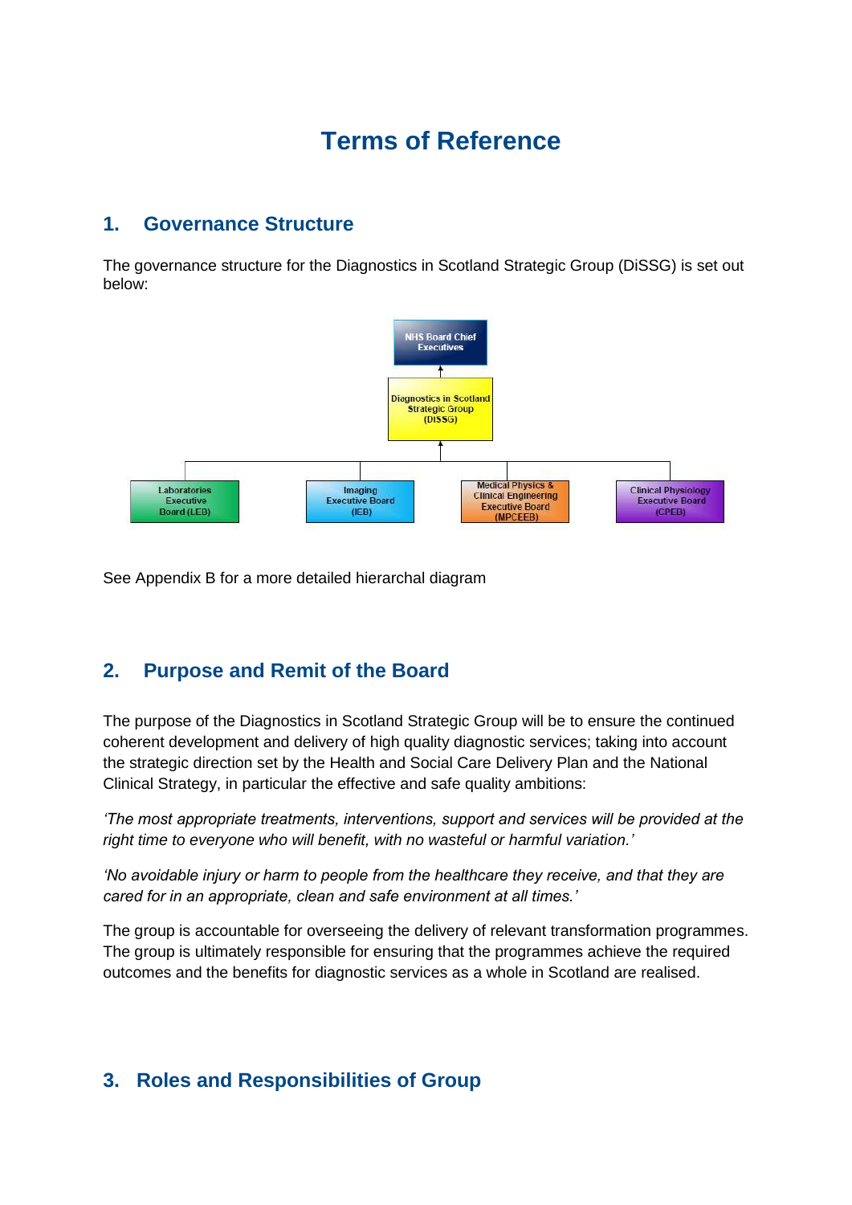# Terms of Reference

## 1. Governance Structure

The governance structure for the Diagnostics in Scotland Strategic Group (DiSSG) is set out below:

NHS Board Chief Executives

Diagnostics in Scotland Strategic Group (DISSG)

Laboratories Executive Board (LEB)

Imaging Executive Board (IEB)

Medical Physics & Clinical Engineering Executive Board (MPCEEB)

Clinical Physiology Executive Board (CPEB)

See Appendix B for a more detailed hierarchal diagram

## 2. Purpose and Remit of the Board

The purpose of the Diagnostics in Scotland Strategic Group will be to ensure the continued coherent development and delivery of high quality diagnostic services; taking into account the strategic direction set by the Health and Social Care Delivery Plan and the National Clinical Strategy, in particular the effective and safe quality ambitions:

*'The most appropriate treatments, interventions, support and services will be provided at the right time to everyone who will benefit, with no wasteful or harmful variation.'*

*'No avoidable injury or harm to people from the healthcare they receive, and that they are cared for in an appropriate, clean and safe environment at all times.'*

The group is accountable for overseeing the delivery of relevant transformation programmes. The group is ultimately responsible for ensuring that the programmes achieve the required outcomes and the benefits for diagnostic services as a whole in Scotland are realised.

## 3. Roles and Responsibilities of Group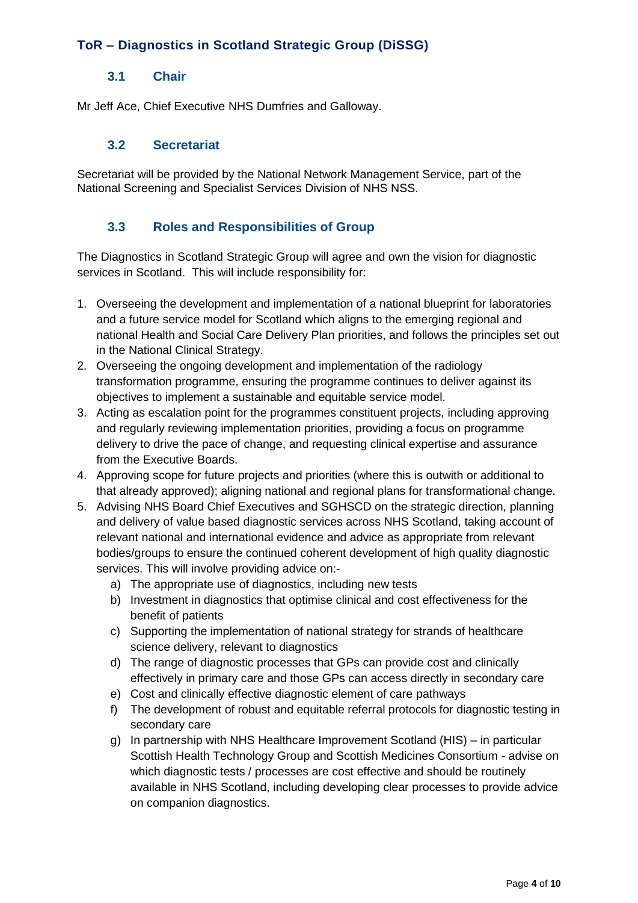## ToR – Diagnostics in Scotland Strategic Group (DiSSG)

### 3.1 Chair

Mr Jeff Ace, Chief Executive NHS Dumfries and Galloway.

### 3.2 Secretariat

Secretariat will be provided by the National Network Management Service, part of the National Screening and Specialist Services Division of NHS NSS.

### 3.3 Roles and Responsibilities of Group

The Diagnostics in Scotland Strategic Group will agree and own the vision for diagnostic services in Scotland. This will include responsibility for:

1. Overseeing the development and implementation of a national blueprint for laboratories and a future service model for Scotland which aligns to the emerging regional and national Health and Social Care Delivery Plan priorities, and follows the principles set out in the National Clinical Strategy.
2. Overseeing the ongoing development and implementation of the radiology transformation programme, ensuring the programme continues to deliver against its objectives to implement a sustainable and equitable service model.
3. Acting as escalation point for the programmes constituent projects, including approving and regularly reviewing implementation priorities, providing a focus on programme delivery to drive the pace of change, and requesting clinical expertise and assurance from the Executive Boards.
4. Approving scope for future projects and priorities (where this is outwith or additional to that already approved); aligning national and regional plans for transformational change.
5. Advising NHS Board Chief Executives and SGHSCD on the strategic direction, planning and delivery of value based diagnostic services across NHS Scotland, taking account of relevant national and international evidence and advice as appropriate from relevant bodies/groups to ensure the continued coherent development of high quality diagnostic services. This will involve providing advice on:-
    a) The appropriate use of diagnostics, including new tests
    b) Investment in diagnostics that optimise clinical and cost effectiveness for the benefit of patients
    c) Supporting the implementation of national strategy for strands of healthcare science delivery, relevant to diagnostics
    d) The range of diagnostic processes that GPs can provide cost and clinically effectively in primary care and those GPs can access directly in secondary care
    e) Cost and clinically effective diagnostic element of care pathways
    f) The development of robust and equitable referral protocols for diagnostic testing in secondary care
    g) In partnership with NHS Healthcare Improvement Scotland (HIS) – in particular Scottish Health Technology Group and Scottish Medicines Consortium - advise on which diagnostic tests / processes are cost effective and should be routinely available in NHS Scotland, including developing clear processes to provide advice on companion diagnostics.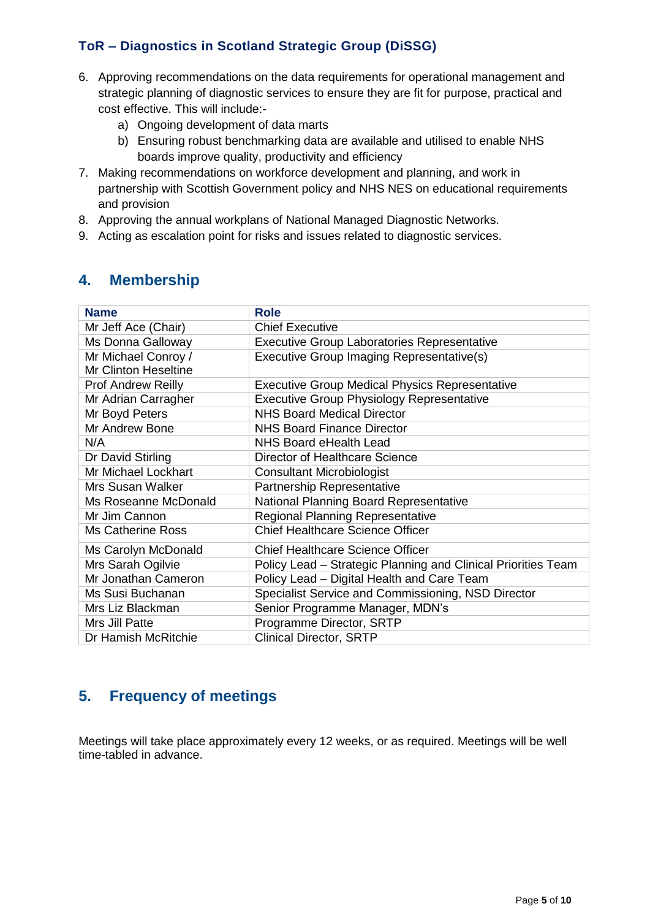6. Approving recommendations on the data requirements for operational management and strategic planning of diagnostic services to ensure they are fit for purpose, practical and cost effective. This will include:-
    a) Ongoing development of data marts
    b) Ensuring robust benchmarking data are available and utilised to enable NHS boards improve quality, productivity and efficiency
7. Making recommendations on workforce development and planning, and work in partnership with Scottish Government policy and NHS NES on educational requirements and provision
8. Approving the annual workplans of National Managed Diagnostic Networks.
9. Acting as escalation point for risks and issues related to diagnostic services.

## 4. Membership

| Name | Role |
| --- | --- |
| Mr Jeff Ace (Chair) | Chief Executive |
| Ms Donna Galloway | Executive Group Laboratories Representative |
| Mr Michael Conroy / Mr Clinton Heseltine | Executive Group Imaging Representative(s) |
| Prof Andrew Reilly | Executive Group Medical Physics Representative |
| Mr Adrian Carragher | Executive Group Physiology Representative |
| Mr Boyd Peters | NHS Board Medical Director |
| Mr Andrew Bone | NHS Board Finance Director |
| N/A | NHS Board eHealth Lead |
| Dr David Stirling | Director of Healthcare Science |
| Mr Michael Lockhart | Consultant Microbiologist |
| Mrs Susan Walker | Partnership Representative |
| Ms Roseanne McDonald | National Planning Board Representative |
| Mr Jim Cannon | Regional Planning Representative |
| Ms Catherine Ross | Chief Healthcare Science Officer |
| Ms Carolyn McDonald | Chief Healthcare Science Officer |
| Mrs Sarah Ogilvie | Policy Lead – Strategic Planning and Clinical Priorities Team |
| Mr Jonathan Cameron | Policy Lead – Digital Health and Care Team |
| Ms Susi Buchanan | Specialist Service and Commissioning, NSD Director |
| Mrs Liz Blackman | Senior Programme Manager, MDN's |
| Mrs Jill Patte | Programme Director, SRTP |
| Dr Hamish McRitchie | Clinical Director, SRTP |

## 5. Frequency of meetings

Meetings will take place approximately every 12 weeks, or as required. Meetings will be well time-tabled in advance.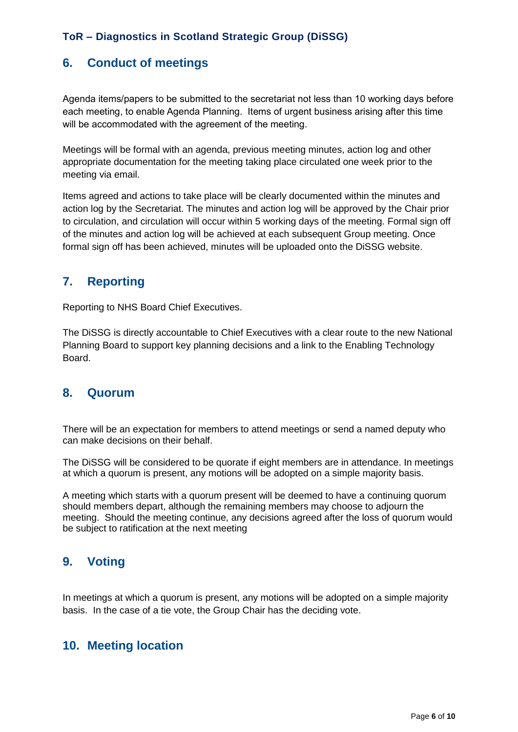## 6. Conduct of meetings

Agenda items/papers to be submitted to the secretariat not less than 10 working days before each meeting, to enable Agenda Planning. Items of urgent business arising after this time will be accommodated with the agreement of the meeting.

Meetings will be formal with an agenda, previous meeting minutes, action log and other appropriate documentation for the meeting taking place circulated one week prior to the meeting via email.

Items agreed and actions to take place will be clearly documented within the minutes and action log by the Secretariat. The minutes and action log will be approved by the Chair prior to circulation, and circulation will occur within 5 working days of the meeting. Formal sign off of the minutes and action log will be achieved at each subsequent Group meeting. Once formal sign off has been achieved, minutes will be uploaded onto the DiSSG website.

## 7. Reporting

Reporting to NHS Board Chief Executives.

The DiSSG is directly accountable to Chief Executives with a clear route to the new National Planning Board to support key planning decisions and a link to the Enabling Technology Board.

## 8. Quorum

There will be an expectation for members to attend meetings or send a named deputy who can make decisions on their behalf.

The DiSSG will be considered to be quorate if eight members are in attendance. In meetings at which a quorum is present, any motions will be adopted on a simple majority basis.

A meeting which starts with a quorum present will be deemed to have a continuing quorum should members depart, although the remaining members may choose to adjourn the meeting. Should the meeting continue, any decisions agreed after the loss of quorum would be subject to ratification at the next meeting

## 9. Voting

In meetings at which a quorum is present, any motions will be adopted on a simple majority basis. In the case of a tie vote, the Group Chair has the deciding vote.

## 10. Meeting location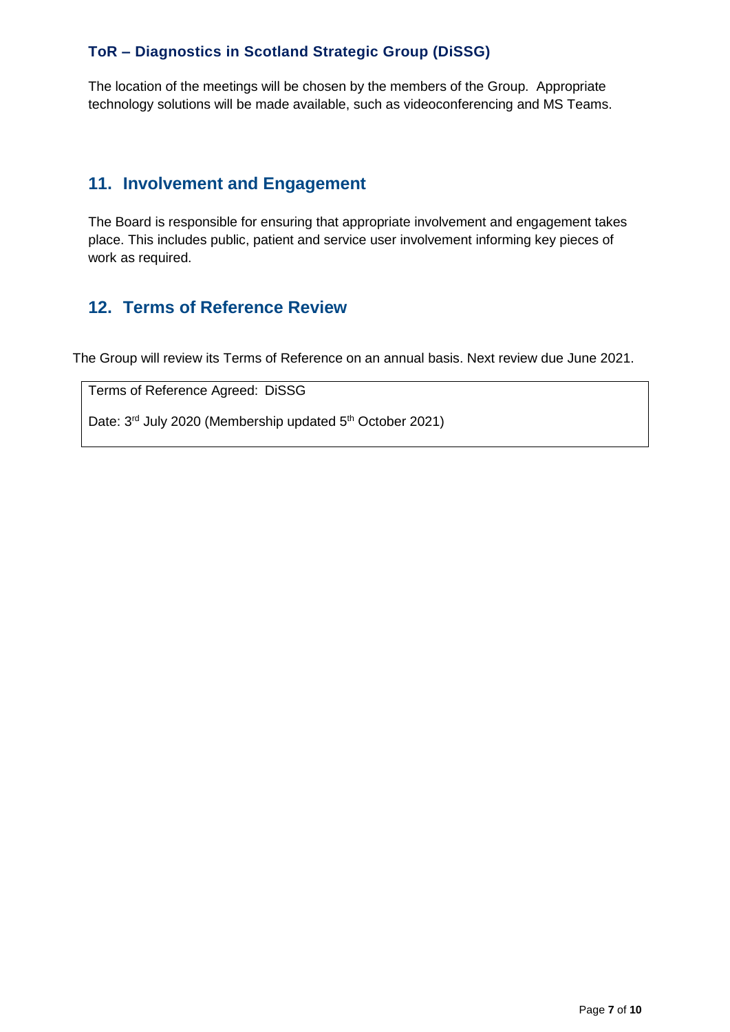The location of the meetings will be chosen by the members of the Group. Appropriate technology solutions will be made available, such as videoconferencing and MS Teams.

## 11. Involvement and Engagement

The Board is responsible for ensuring that appropriate involvement and engagement takes place. This includes public, patient and service user involvement informing key pieces of work as required.

## 12. Terms of Reference Review

The Group will review its Terms of Reference on an annual basis. Next review due June 2021.

| Terms of Reference Agreed: DiSSG<br>Date: 3rd July 2020 (Membership updated 5th October 2021) |
|---|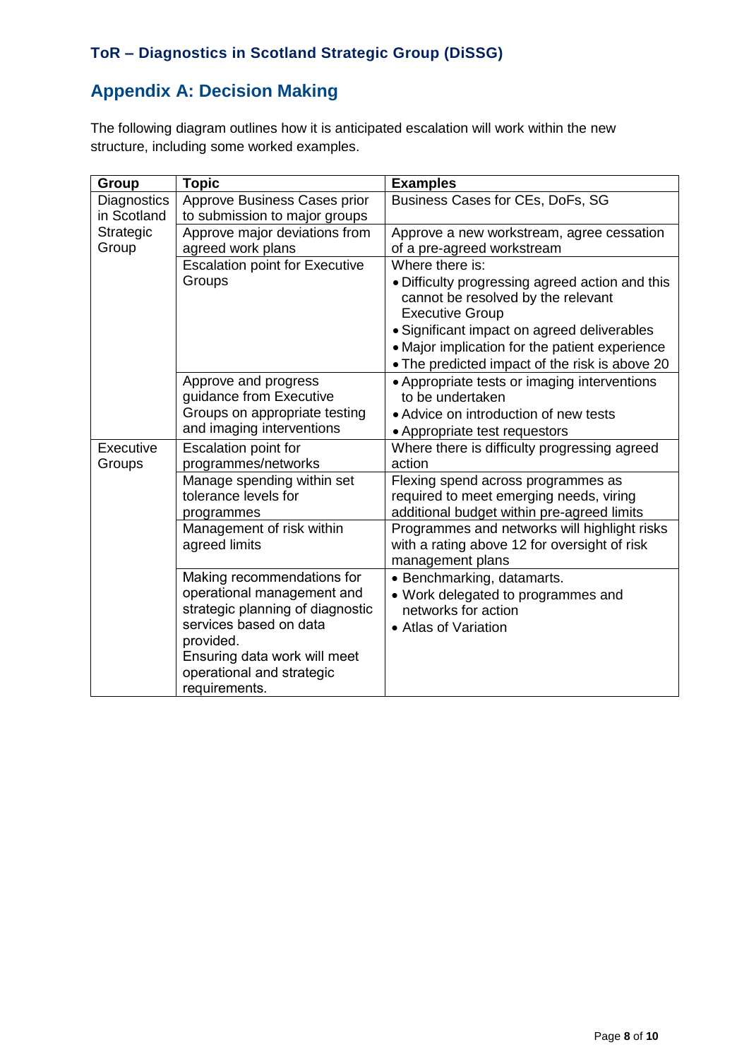**ToR – Diagnostics in Scotland Strategic Group (DiSSG)**

## Appendix A: Decision Making

The following diagram outlines how it is anticipated escalation will work within the new structure, including some worked examples.

| Group | Topic | Examples |
|---|---|---|
| Diagnostics in Scotland Strategic Group | Approve Business Cases prior to submission to major groups | Business Cases for CEs, DoFs, SG |
| | Approve major deviations from agreed work plans | Approve a new workstream, agree cessation of a pre-agreed workstream |
| | Escalation point for Executive Groups | Where there is:<br>• Difficulty progressing agreed action and this cannot be resolved by the relevant Executive Group<br>• Significant impact on agreed deliverables<br>• Major implication for the patient experience<br>• The predicted impact of the risk is above 20 |
| | Approve and progress guidance from Executive Groups on appropriate testing and imaging interventions | • Appropriate tests or imaging interventions to be undertaken<br>• Advice on introduction of new tests<br>• Appropriate test requestors |
| Executive Groups | Escalation point for programmes/networks | Where there is difficulty progressing agreed action |
| | Manage spending within set tolerance levels for programmes | Flexing spend across programmes as required to meet emerging needs, viring additional budget within pre-agreed limits |
| | Management of risk within agreed limits | Programmes and networks will highlight risks with a rating above 12 for oversight of risk management plans |
| | Making recommendations for operational management and strategic planning of diagnostic services based on data provided.<br>Ensuring data work will meet operational and strategic requirements. | • Benchmarking, datamarts.<br>• Work delegated to programmes and networks for action<br>• Atlas of Variation |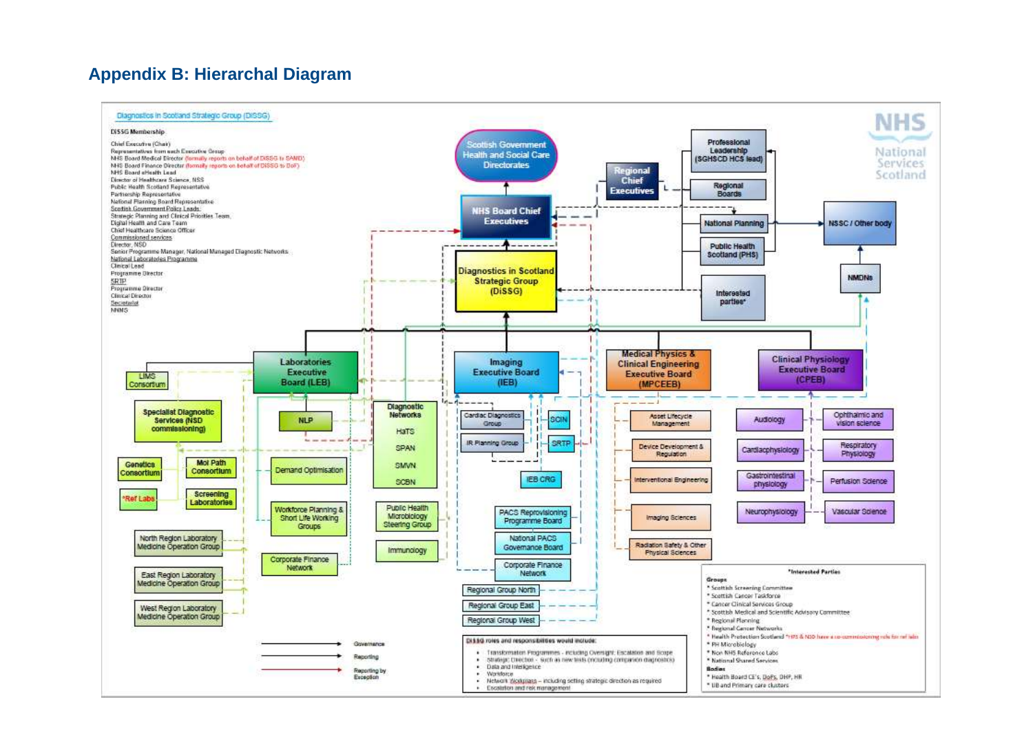## Appendix B: Hierarchal Diagram

Diagnostics in Scotland Strategic Group (DiSSG)

**DiSSG Membership**

Chief Executive (Chair)
Representatives from each Executive Group
NHS Board Medical Director (formally reports on behalf of DiSSG to SAND)
NHS Board Finance Director (formally reports on behalf of DiSSG to DoF)
NHS Board eHealth Lead
Director of Healthcare Science, NSS
Public Health Scotland Representative
Partnership Representative
National Planning Board Representative
Scottish Government Policy Leads:
Strategic Planning and Clinical Priorities Team,
Digital Health and Care Team
Chief Healthcare Science Officer
Commissioned services
Director, NSD
Senior Programme Manager, National Managed Diagnostic Networks
National Laboratories Programme
Clinical Lead
Programme Director
SRTP
Programme Director
Clinical Director
Secretariat
NMNS

Scottish Government Health and Social Care Directorates

NHS Board Chief Executives

Regional Chief Executives

Professional Leadership (SGHSCD HCS lead)

Regional Boards

National Planning

Public Health Scotland (PHS)

Interested parties*

NSSC / Other body

NMDNs

Diagnostics in Scotland Strategic Group (DiSSG)

Laboratories Executive Board (LEB)

Imaging Executive Board (IEB)

Medical Physics & Clinical Engineering Executive Board (MPCEEB)

Clinical Physiology Executive Board (CPEB)

LIMS Consortium

Specialist Diagnostic Services (NSD commissioning)

NLP

Genetics Consortium

Mol Path Consortium

*Ref Labs

Screening Laboratories

North Region Laboratory Medicine Operation Group

East Region Laboratory Medicine Operation Group

West Region Laboratory Medicine Operation Group

Demand Optimisation

Workforce Planning & Short Life Working Groups

Corporate Finance Network

Diagnostic Networks

HaTS

SPAN

SMVN

SCBN

Public Health Microbiology Steering Group

Immunology

Cardiac Diagnostics Group

SCIN

IR Planning Group

SRTP

IEB CRG

PACS Reprovisioning Programme Board

National PACS Governance Board

Corporate Finance Network

Regional Group North

Regional Group East

Regional Group West

Asset Lifecycle Management

Device Development & Regulation

Interventional Engineering

Imaging Sciences

Radiation Safety & Other Physical Sciences

Audiology

Ophthalmic and vision science

Cardiacphysiology

Respiratory Physiology

Gastrointestinal physiology

Perfusion Science

Neurophysiology

Vascular Science

Governance

Reporting

Reporting by Exception

**DiSSG roles and responsibilities would include:**

- Transformation Programmes – including Oversight, Escalation and Scope
- Strategic Direction – such as new tests (including companion diagnostics)
- Data and Intelligence
- Workforce
- Network Workplans – including setting strategic direction as required
- Escalation and risk management

**\*Interested Parties**

**Groups**

- Scottish Screening Committee
- Scottish Cancer Taskforce
- Cancer Clinical Services Group
- Scottish Medical and Scientific Advisory Committee
- Regional Planning
- Regional Cancer Networks
- Health Protection Scotland *HPS & NSD have a co-commissioning role for ref labs
- PH Microbiology
- Non NHS Reference Labs
- National Shared Services

**Bodies**

- Health Board CE's, DoPs, DHF, HR
- IJB and Primary care clusters